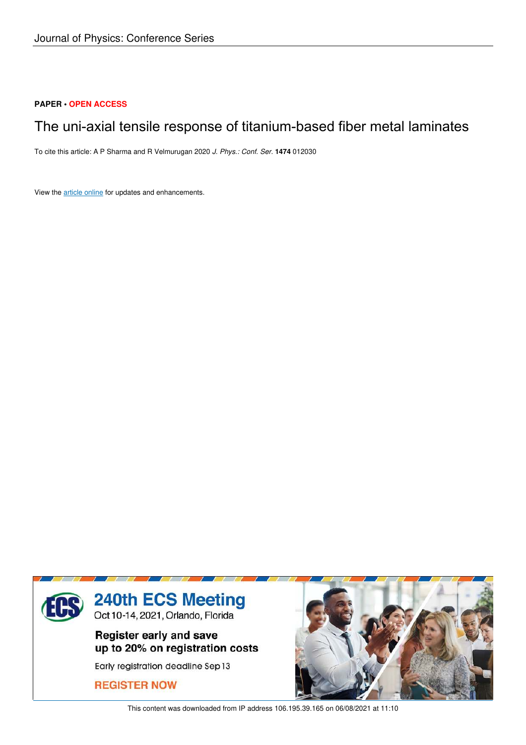Journal of Physics: Conference Series

**PAPER • OPEN ACCESS**

# The uni-axial tensile response of titanium-based fiber metal laminates

To cite this article: A P Sharma and R Velmurugan 2020 *J. Phys.: Conf. Ser.* **1474** 012030

View the article online for updates and enhancements.

This content was downloaded from IP address 106.195.39.165 on 06/08/2021 at 11:10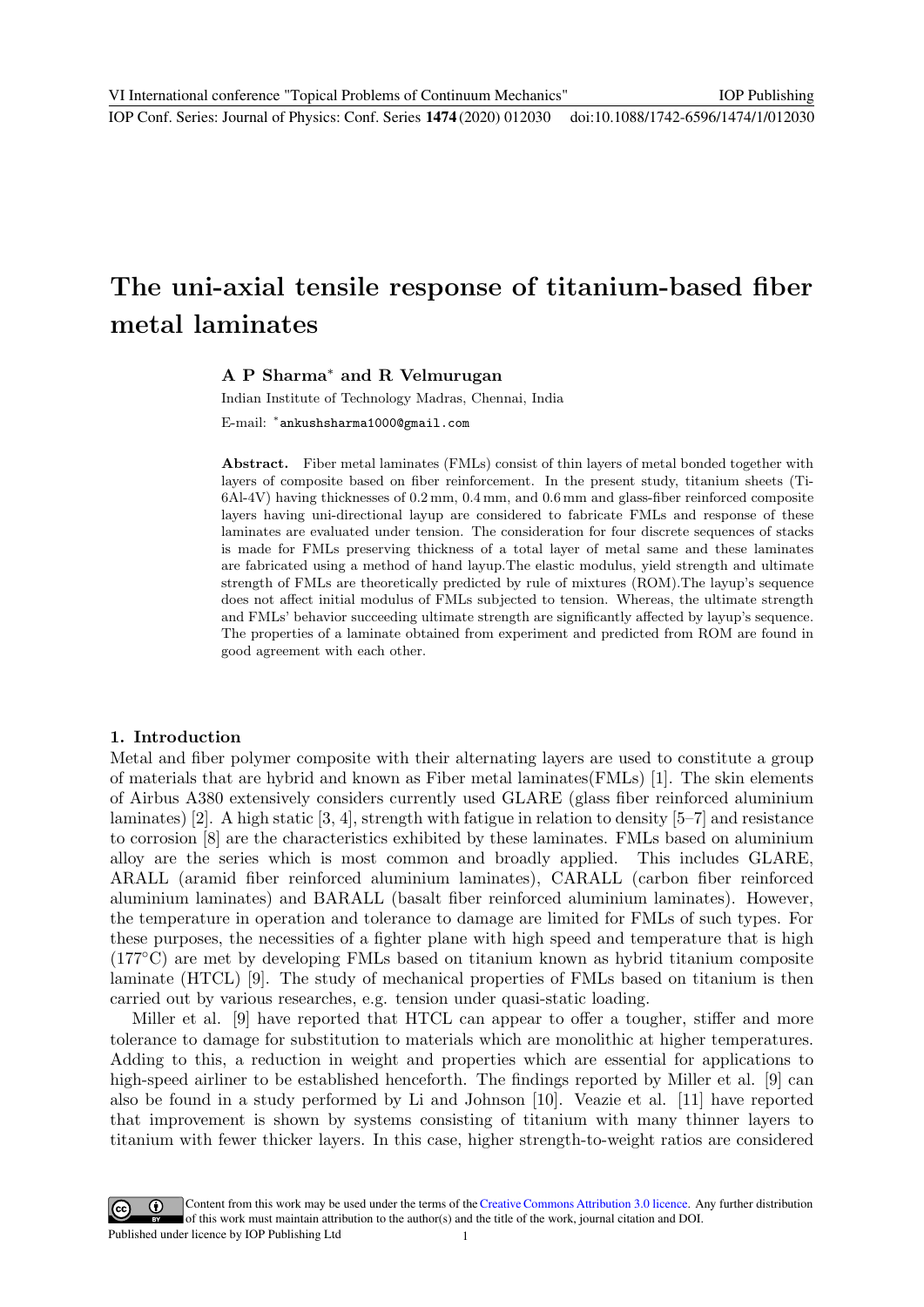# The uni-axial tensile response of titanium-based fiber metal laminates

**A P Sharma*** **and R Velmurugan**

Indian Institute of Technology Madras, Chennai, India

E-mail: *ankushsharma1000@gmail.com

**Abstract.** Fiber metal laminates (FMLs) consist of thin layers of metal bonded together with layers of composite based on fiber reinforcement. In the present study, titanium sheets (Ti-6Al-4V) having thicknesses of 0.2 mm, 0.4 mm, and 0.6 mm and glass-fiber reinforced composite layers having uni-directional layup are considered to fabricate FMLs and response of these laminates are evaluated under tension. The consideration for four discrete sequences of stacks is made for FMLs preserving thickness of a total layer of metal same and these laminates are fabricated using a method of hand layup.The elastic modulus, yield strength and ultimate strength of FMLs are theoretically predicted by rule of mixtures (ROM).The layup's sequence does not affect initial modulus of FMLs subjected to tension. Whereas, the ultimate strength and FMLs' behavior succeeding ultimate strength are significantly affected by layup's sequence. The properties of a laminate obtained from experiment and predicted from ROM are found in good agreement with each other.

## 1. Introduction

Metal and fiber polymer composite with their alternating layers are used to constitute a group of materials that are hybrid and known as Fiber metal laminates(FMLs) [1]. The skin elements of Airbus A380 extensively considers currently used GLARE (glass fiber reinforced aluminium laminates) [2]. A high static [3, 4], strength with fatigue in relation to density [5–7] and resistance to corrosion [8] are the characteristics exhibited by these laminates. FMLs based on aluminium alloy are the series which is most common and broadly applied. This includes GLARE, ARALL (aramid fiber reinforced aluminium laminates), CARALL (carbon fiber reinforced aluminium laminates) and BARALL (basalt fiber reinforced aluminium laminates). However, the temperature in operation and tolerance to damage are limited for FMLs of such types. For these purposes, the necessities of a fighter plane with high speed and temperature that is high (177°C) are met by developing FMLs based on titanium known as hybrid titanium composite laminate (HTCL) [9]. The study of mechanical properties of FMLs based on titanium is then carried out by various researches, e.g. tension under quasi-static loading.

Miller et al. [9] have reported that HTCL can appear to offer a tougher, stiffer and more tolerance to damage for substitution to materials which are monolithic at higher temperatures. Adding to this, a reduction in weight and properties which are essential for applications to high-speed airliner to be established henceforth. The findings reported by Miller et al. [9] can also be found in a study performed by Li and Johnson [10]. Veazie et al. [11] have reported that improvement is shown by systems consisting of titanium with many thinner layers to titanium with fewer thicker layers. In this case, higher strength-to-weight ratios are considered

Content from this work may be used under the terms of the Creative Commons Attribution 3.0 licence. Any further distribution of this work must maintain attribution to the author(s) and the title of the work, journal citation and DOI.
Published under licence by IOP Publishing Ltd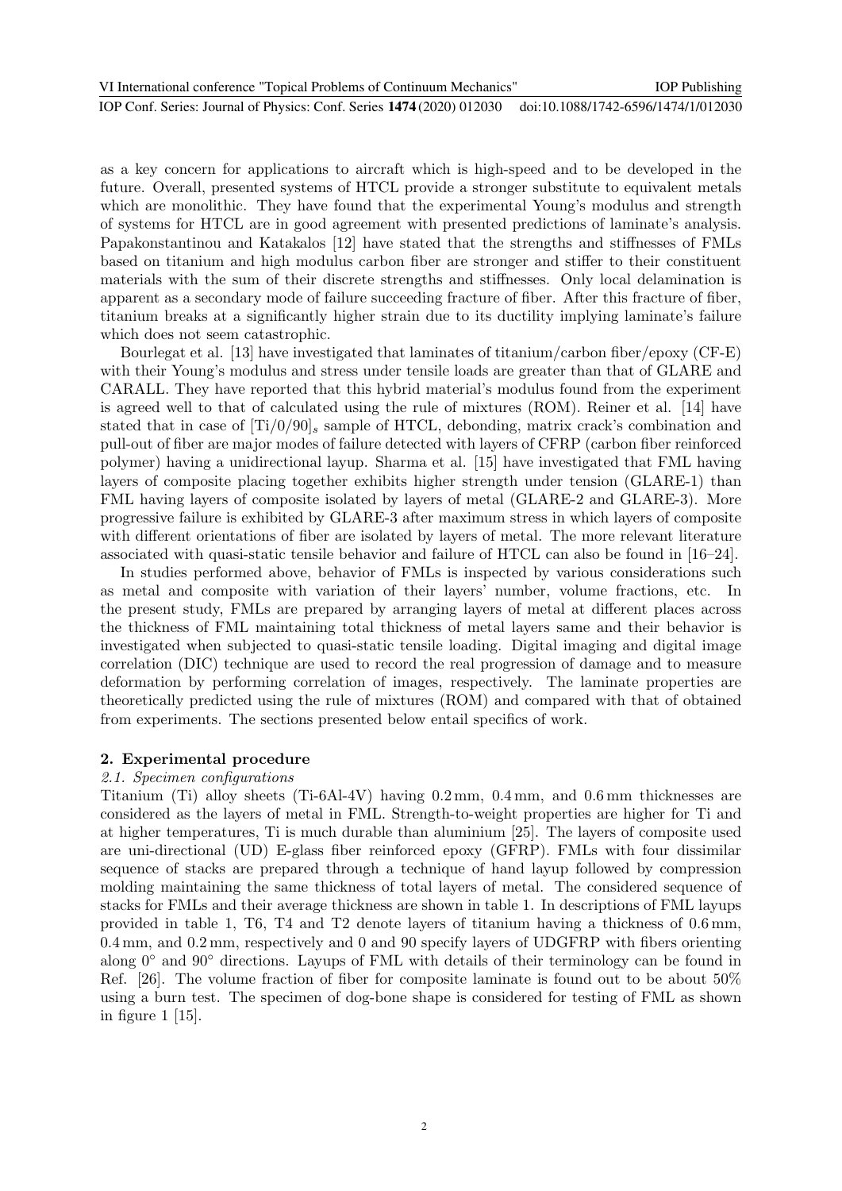as a key concern for applications to aircraft which is high-speed and to be developed in the future. Overall, presented systems of HTCL provide a stronger substitute to equivalent metals which are monolithic. They have found that the experimental Young's modulus and strength of systems for HTCL are in good agreement with presented predictions of laminate's analysis. Papakonstantinou and Katakalos [12] have stated that the strengths and stiffnesses of FMLs based on titanium and high modulus carbon fiber are stronger and stiffer to their constituent materials with the sum of their discrete strengths and stiffnesses. Only local delamination is apparent as a secondary mode of failure succeeding fracture of fiber. After this fracture of fiber, titanium breaks at a significantly higher strain due to its ductility implying laminate's failure which does not seem catastrophic.

Bourlegat et al. [13] have investigated that laminates of titanium/carbon fiber/epoxy (CF-E) with their Young's modulus and stress under tensile loads are greater than that of GLARE and CARALL. They have reported that this hybrid material's modulus found from the experiment is agreed well to that of calculated using the rule of mixtures (ROM). Reiner et al. [14] have stated that in case of $[\mathrm{Ti}/0/90]_s$ sample of HTCL, debonding, matrix crack's combination and pull-out of fiber are major modes of failure detected with layers of CFRP (carbon fiber reinforced polymer) having a unidirectional layup. Sharma et al. [15] have investigated that FML having layers of composite placing together exhibits higher strength under tension (GLARE-1) than FML having layers of composite isolated by layers of metal (GLARE-2 and GLARE-3). More progressive failure is exhibited by GLARE-3 after maximum stress in which layers of composite with different orientations of fiber are isolated by layers of metal. The more relevant literature associated with quasi-static tensile behavior and failure of HTCL can also be found in [16–24].

In studies performed above, behavior of FMLs is inspected by various considerations such as metal and composite with variation of their layers' number, volume fractions, etc. In the present study, FMLs are prepared by arranging layers of metal at different places across the thickness of FML maintaining total thickness of metal layers same and their behavior is investigated when subjected to quasi-static tensile loading. Digital imaging and digital image correlation (DIC) technique are used to record the real progression of damage and to measure deformation by performing correlation of images, respectively. The laminate properties are theoretically predicted using the rule of mixtures (ROM) and compared with that of obtained from experiments. The sections presented below entail specifics of work.

## 2. Experimental procedure

### *2.1. Specimen configurations*

Titanium (Ti) alloy sheets (Ti-6Al-4V) having 0.2 mm, 0.4 mm, and 0.6 mm thicknesses are considered as the layers of metal in FML. Strength-to-weight properties are higher for Ti and at higher temperatures, Ti is much durable than aluminium [25]. The layers of composite used are uni-directional (UD) E-glass fiber reinforced epoxy (GFRP). FMLs with four dissimilar sequence of stacks are prepared through a technique of hand layup followed by compression molding maintaining the same thickness of total layers of metal. The considered sequence of stacks for FMLs and their average thickness are shown in table 1. In descriptions of FML layups provided in table 1, T6, T4 and T2 denote layers of titanium having a thickness of 0.6 mm, 0.4 mm, and 0.2 mm, respectively and 0 and 90 specify layers of UDGFRP with fibers orienting along $0^\circ$ and $90^\circ$ directions. Layups of FML with details of their terminology can be found in Ref. [26]. The volume fraction of fiber for composite laminate is found out to be about 50% using a burn test. The specimen of dog-bone shape is considered for testing of FML as shown in figure 1 [15].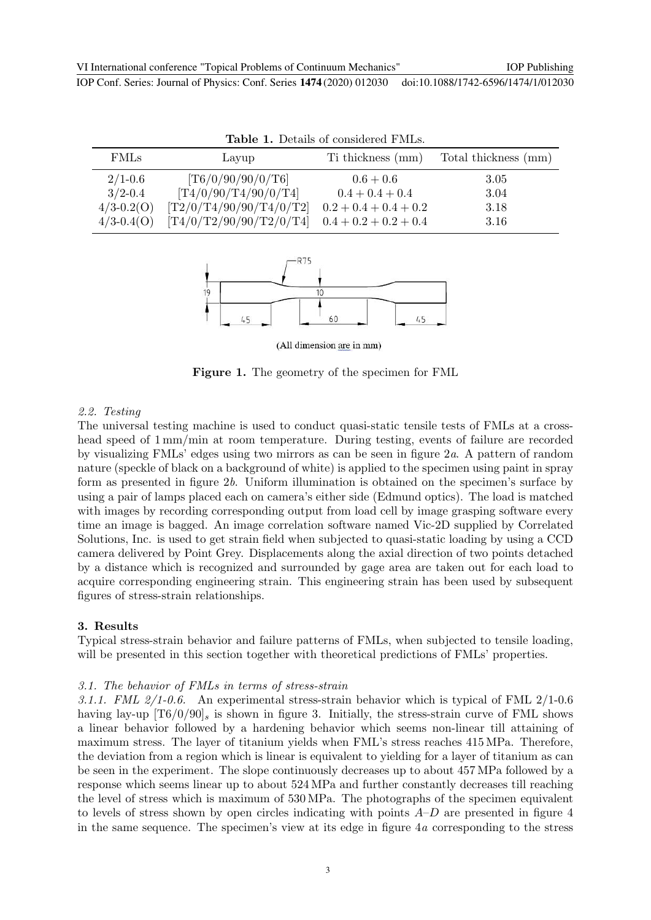**Table 1.** Details of considered FMLs.

| FMLs | Layup | Ti thickness (mm) | Total thickness (mm) |
|---|---|---|---|
| 2/1-0.6 | [T6/0/90/90/0/T6] | 0.6 + 0.6 | 3.05 |
| 3/2-0.4 | [T4/0/90/T4/90/0/T4] | 0.4 + 0.4 + 0.4 | 3.04 |
| 4/3-0.2(O) | [T2/0/T4/90/90/T4/0/T2] | 0.2 + 0.4 + 0.4 + 0.2 | 3.18 |
| 4/3-0.4(O) | [T4/0/T2/90/90/T2/0/T4] | 0.4 + 0.2 + 0.2 + 0.4 | 3.16 |

R75

19 10

45 60 45

(All dimension are in mm)

**Figure 1.** The geometry of the specimen for FML

### *2.2. Testing*

The universal testing machine is used to conduct quasi-static tensile tests of FMLs at a cross-head speed of 1 mm/min at room temperature. During testing, events of failure are recorded by visualizing FMLs' edges using two mirrors as can be seen in figure 2*a*. A pattern of random nature (speckle of black on a background of white) is applied to the specimen using paint in spray form as presented in figure 2*b*. Uniform illumination is obtained on the specimen's surface by using a pair of lamps placed each on camera's either side (Edmund optics). The load is matched with images by recording corresponding output from load cell by image grasping software every time an image is bagged. An image correlation software named Vic-2D supplied by Correlated Solutions, Inc. is used to get strain field when subjected to quasi-static loading by using a CCD camera delivered by Point Grey. Displacements along the axial direction of two points detached by a distance which is recognized and surrounded by gage area are taken out for each load to acquire corresponding engineering strain. This engineering strain has been used by subsequent figures of stress-strain relationships.

## 3. Results

Typical stress-strain behavior and failure patterns of FMLs, when subjected to tensile loading, will be presented in this section together with theoretical predictions of FMLs' properties.

### *3.1. The behavior of FMLs in terms of stress-strain*

*3.1.1. FML 2/1-0.6.* An experimental stress-strain behavior which is typical of FML 2/1-0.6 having lay-up $[T6/0/90]_s$ is shown in figure 3. Initially, the stress-strain curve of FML shows a linear behavior followed by a hardening behavior which seems non-linear till attaining of maximum stress. The layer of titanium yields when FML's stress reaches 415 MPa. Therefore, the deviation from a region which is linear is equivalent to yielding for a layer of titanium as can be seen in the experiment. The slope continuously decreases up to about 457 MPa followed by a response which seems linear up to about 524 MPa and further constantly decreases till reaching the level of stress which is maximum of 530 MPa. The photographs of the specimen equivalent to levels of stress shown by open circles indicating with points *A*–*D* are presented in figure 4 in the same sequence. The specimen's view at its edge in figure 4*a* corresponding to the stress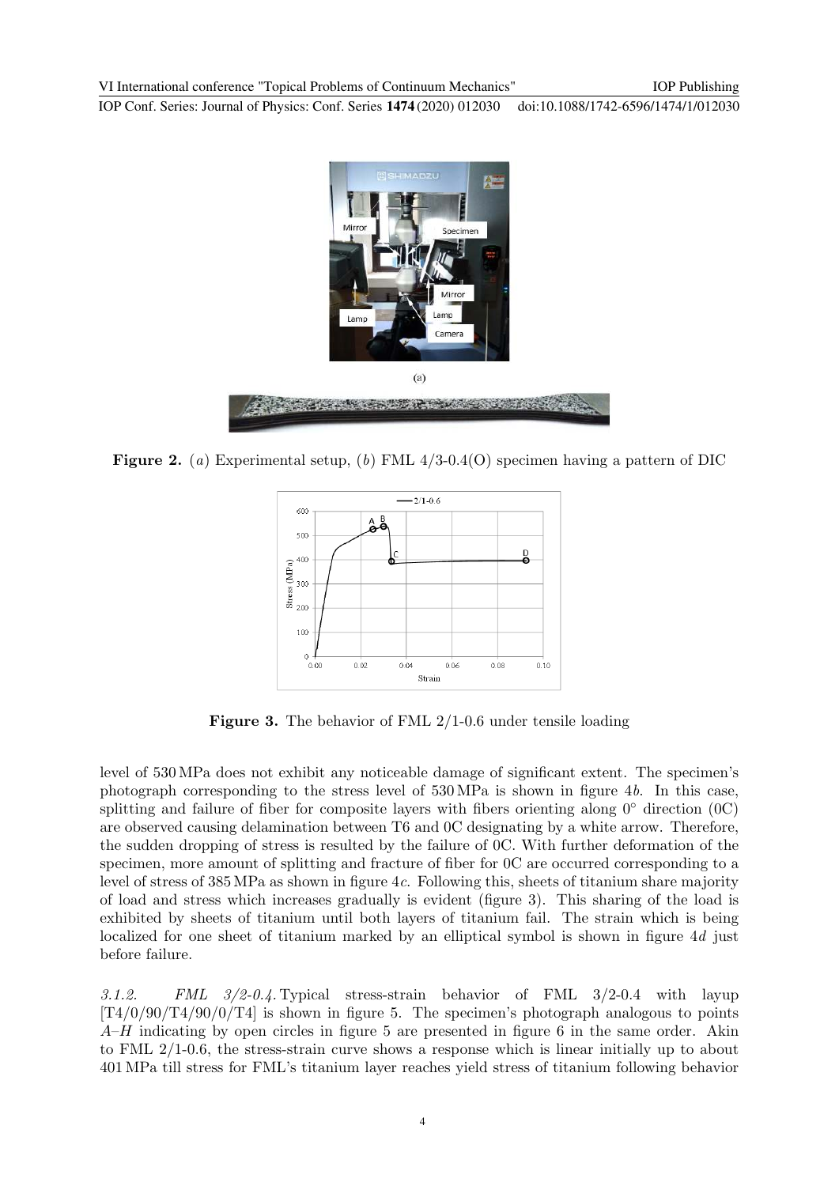**Figure 2.** (*a*) Experimental setup, (*b*) FML 4/3-0.4(O) specimen having a pattern of DIC

**Figure 3.** The behavior of FML 2/1-0.6 under tensile loading

level of 530 MPa does not exhibit any noticeable damage of significant extent. The specimen's photograph corresponding to the stress level of 530 MPa is shown in figure 4*b*. In this case, splitting and failure of fiber for composite layers with fibers orienting along 0° direction (0C) are observed causing delamination between T6 and 0C designating by a white arrow. Therefore, the sudden dropping of stress is resulted by the failure of 0C. With further deformation of the specimen, more amount of splitting and fracture of fiber for 0C are occurred corresponding to a level of stress of 385 MPa as shown in figure 4*c*. Following this, sheets of titanium share majority of load and stress which increases gradually is evident (figure 3). This sharing of the load is exhibited by sheets of titanium until both layers of titanium fail. The strain which is being localized for one sheet of titanium marked by an elliptical symbol is shown in figure 4*d* just before failure.

*3.1.2. FML 3/2-0.4.* Typical stress-strain behavior of FML 3/2-0.4 with layup [T4/0/90/T4/90/0/T4] is shown in figure 5. The specimen's photograph analogous to points *A*–*H* indicating by open circles in figure 5 are presented in figure 6 in the same order. Akin to FML 2/1-0.6, the stress-strain curve shows a response which is linear initially up to about 401 MPa till stress for FML's titanium layer reaches yield stress of titanium following behavior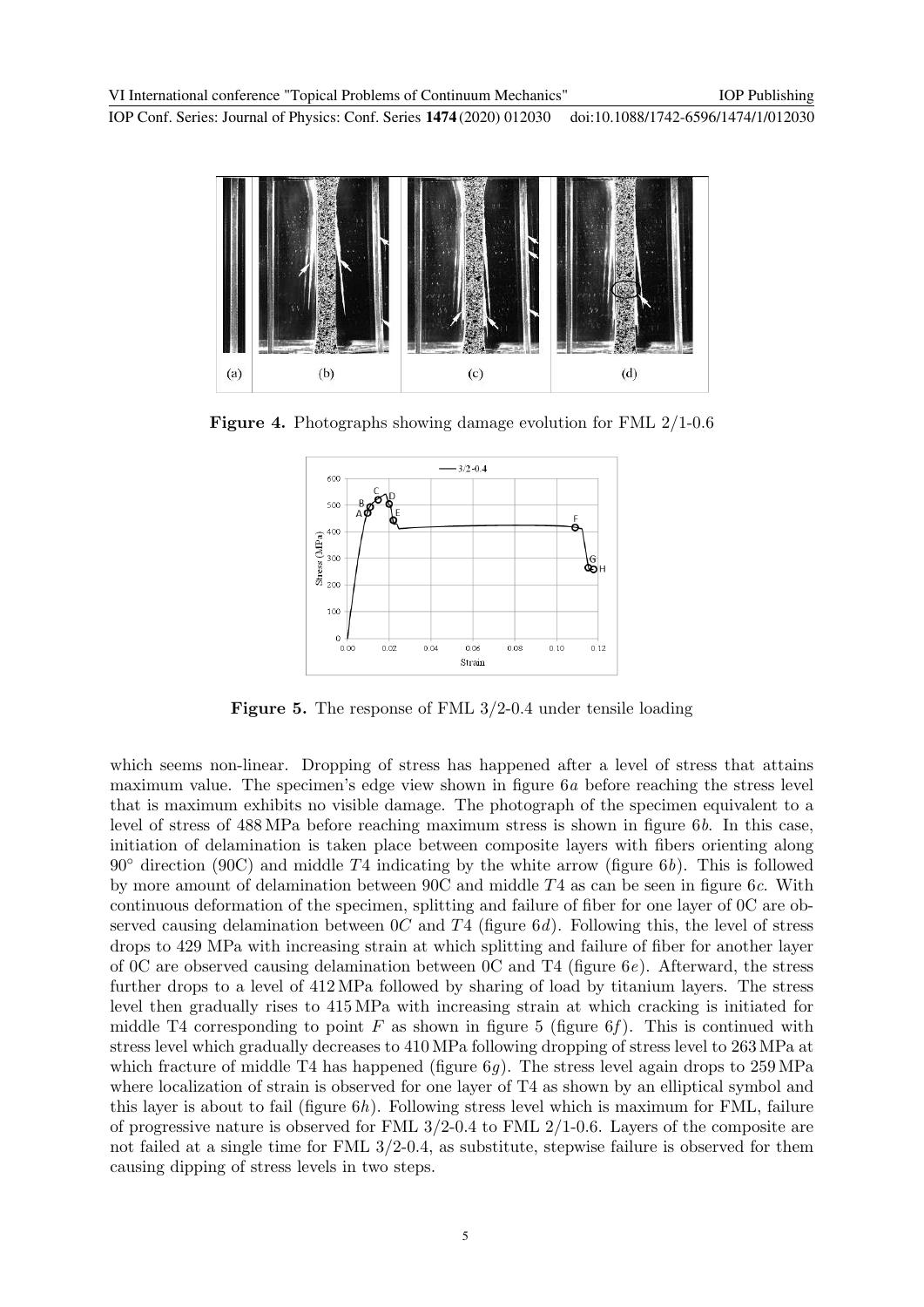**Figure 4.** Photographs showing damage evolution for FML 2/1-0.6

**Figure 5.** The response of FML 3/2-0.4 under tensile loading

which seems non-linear. Dropping of stress has happened after a level of stress that attains maximum value. The specimen's edge view shown in figure 6*a* before reaching the stress level that is maximum exhibits no visible damage. The photograph of the specimen equivalent to a level of stress of 488 MPa before reaching maximum stress is shown in figure 6*b*. In this case, initiation of delamination is taken place between composite layers with fibers orienting along 90° direction (90C) and middle $T4$ indicating by the white arrow (figure 6*b*). This is followed by more amount of delamination between 90C and middle $T4$ as can be seen in figure 6*c*. With continuous deformation of the specimen, splitting and failure of fiber for one layer of 0C are observed causing delamination between $0C$ and $T4$ (figure 6*d*). Following this, the level of stress drops to 429 MPa with increasing strain at which splitting and failure of fiber for another layer of 0C are observed causing delamination between 0C and T4 (figure 6*e*). Afterward, the stress further drops to a level of 412 MPa followed by sharing of load by titanium layers. The stress level then gradually rises to 415 MPa with increasing strain at which cracking is initiated for middle T4 corresponding to point $F$ as shown in figure 5 (figure 6*f*). This is continued with stress level which gradually decreases to 410 MPa following dropping of stress level to 263 MPa at which fracture of middle T4 has happened (figure 6*g*). The stress level again drops to 259 MPa where localization of strain is observed for one layer of T4 as shown by an elliptical symbol and this layer is about to fail (figure 6*h*). Following stress level which is maximum for FML, failure of progressive nature is observed for FML 3/2-0.4 to FML 2/1-0.6. Layers of the composite are not failed at a single time for FML 3/2-0.4, as substitute, stepwise failure is observed for them causing dipping of stress levels in two steps.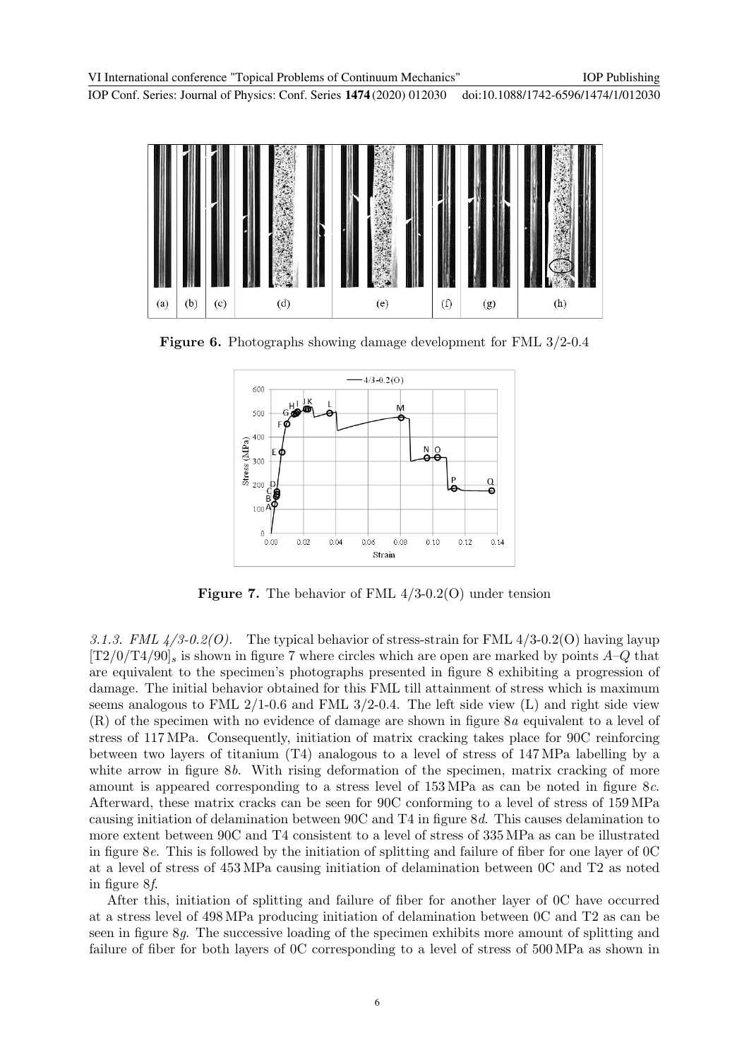Figure 6. Photographs showing damage development for FML 3/2-0.4

Figure 7. The behavior of FML 4/3-0.2(O) under tension

*3.1.3. FML 4/3-0.2(O).* The typical behavior of stress-strain for FML 4/3-0.2(O) having layup $[T2/0/T4/90]_s$ is shown in figure 7 where circles which are open are marked by points *A*–*Q* that are equivalent to the specimen's photographs presented in figure 8 exhibiting a progression of damage. The initial behavior obtained for this FML till attainment of stress which is maximum seems analogous to FML 2/1-0.6 and FML 3/2-0.4. The left side view (L) and right side view (R) of the specimen with no evidence of damage are shown in figure 8*a* equivalent to a level of stress of 117 MPa. Consequently, initiation of matrix cracking takes place for 90C reinforcing between two layers of titanium (T4) analogous to a level of stress of 147 MPa labelling by a white arrow in figure 8*b*. With rising deformation of the specimen, matrix cracking of more amount is appeared corresponding to a stress level of 153 MPa as can be noted in figure 8*c*. Afterward, these matrix cracks can be seen for 90C conforming to a level of stress of 159 MPa causing initiation of delamination between 90C and T4 in figure 8*d*. This causes delamination to more extent between 90C and T4 consistent to a level of stress of 335 MPa as can be illustrated in figure 8*e*. This is followed by the initiation of splitting and failure of fiber for one layer of 0C at a level of stress of 453 MPa causing initiation of delamination between 0C and T2 as noted in figure 8*f*.

After this, initiation of splitting and failure of fiber for another layer of 0C have occurred at a stress level of 498 MPa producing initiation of delamination between 0C and T2 as can be seen in figure 8*g*. The successive loading of the specimen exhibits more amount of splitting and failure of fiber for both layers of 0C corresponding to a level of stress of 500 MPa as shown in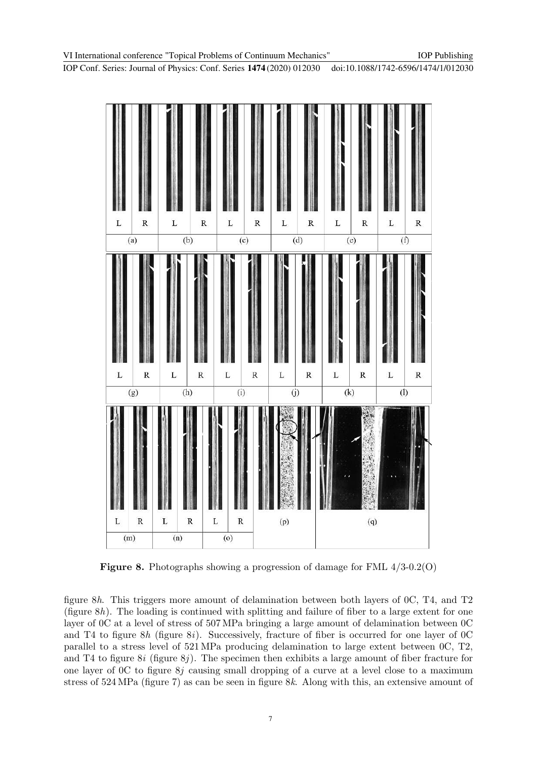**Figure 8.** Photographs showing a progression of damage for FML 4/3-0.2(O)

figure 8*h*. This triggers more amount of delamination between both layers of 0C, T4, and T2 (figure 8*h*). The loading is continued with splitting and failure of fiber to a large extent for one layer of 0C at a level of stress of 507 MPa bringing a large amount of delamination between 0C and T4 to figure 8*h* (figure 8*i*). Successively, fracture of fiber is occurred for one layer of 0C parallel to a stress level of 521 MPa producing delamination to large extent between 0C, T2, and T4 to figure 8*i* (figure 8*j*). The specimen then exhibits a large amount of fiber fracture for one layer of 0C to figure 8*j* causing small dropping of a curve at a level close to a maximum stress of 524 MPa (figure 7) as can be seen in figure 8*k*. Along with this, an extensive amount of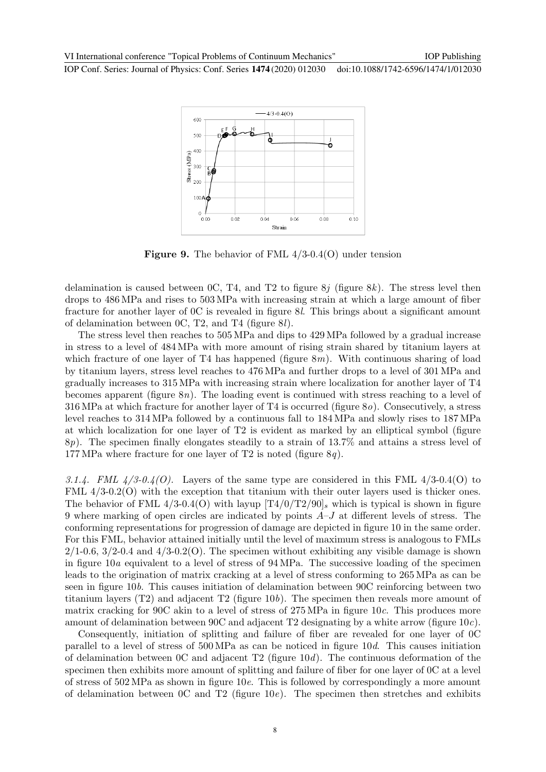**Figure 9.** The behavior of FML 4/3-0.4(O) under tension

delamination is caused between 0C, T4, and T2 to figure 8*j* (figure 8*k*). The stress level then drops to 486 MPa and rises to 503 MPa with increasing strain at which a large amount of fiber fracture for another layer of 0C is revealed in figure 8*l*. This brings about a significant amount of delamination between 0C, T2, and T4 (figure 8*l*).

The stress level then reaches to 505 MPa and dips to 429 MPa followed by a gradual increase in stress to a level of 484 MPa with more amount of rising strain shared by titanium layers at which fracture of one layer of T4 has happened (figure 8*m*). With continuous sharing of load by titanium layers, stress level reaches to 476 MPa and further drops to a level of 301 MPa and gradually increases to 315 MPa with increasing strain where localization for another layer of T4 becomes apparent (figure 8*n*). The loading event is continued with stress reaching to a level of 316 MPa at which fracture for another layer of T4 is occurred (figure 8*o*). Consecutively, a stress level reaches to 314 MPa followed by a continuous fall to 184 MPa and slowly rises to 187 MPa at which localization for one layer of T2 is evident as marked by an elliptical symbol (figure 8*p*). The specimen finally elongates steadily to a strain of 13.7% and attains a stress level of 177 MPa where fracture for one layer of T2 is noted (figure 8*q*).

*3.1.4. FML 4/3-0.4(O).* Layers of the same type are considered in this FML 4/3-0.4(O) to FML 4/3-0.2(O) with the exception that titanium with their outer layers used is thicker ones. The behavior of FML 4/3-0.4(O) with layup $[T4/0/T2/90]_s$ which is typical is shown in figure 9 where marking of open circles are indicated by points *A*–*J* at different levels of stress. The conforming representations for progression of damage are depicted in figure 10 in the same order. For this FML, behavior attained initially until the level of maximum stress is analogous to FMLs 2/1-0.6, 3/2-0.4 and 4/3-0.2(O). The specimen without exhibiting any visible damage is shown in figure 10*a* equivalent to a level of stress of 94 MPa. The successive loading of the specimen leads to the origination of matrix cracking at a level of stress conforming to 265 MPa as can be seen in figure 10*b*. This causes initiation of delamination between 90C reinforcing between two titanium layers (T2) and adjacent T2 (figure 10*b*). The specimen then reveals more amount of matrix cracking for 90C akin to a level of stress of 275 MPa in figure 10*c*. This produces more amount of delamination between 90C and adjacent T2 designating by a white arrow (figure 10*c*).

Consequently, initiation of splitting and failure of fiber are revealed for one layer of 0C parallel to a level of stress of 500 MPa as can be noticed in figure 10*d*. This causes initiation of delamination between 0C and adjacent T2 (figure 10*d*). The continuous deformation of the specimen then exhibits more amount of splitting and failure of fiber for one layer of 0C at a level of stress of 502 MPa as shown in figure 10*e*. This is followed by correspondingly a more amount of delamination between 0C and T2 (figure 10*e*). The specimen then stretches and exhibits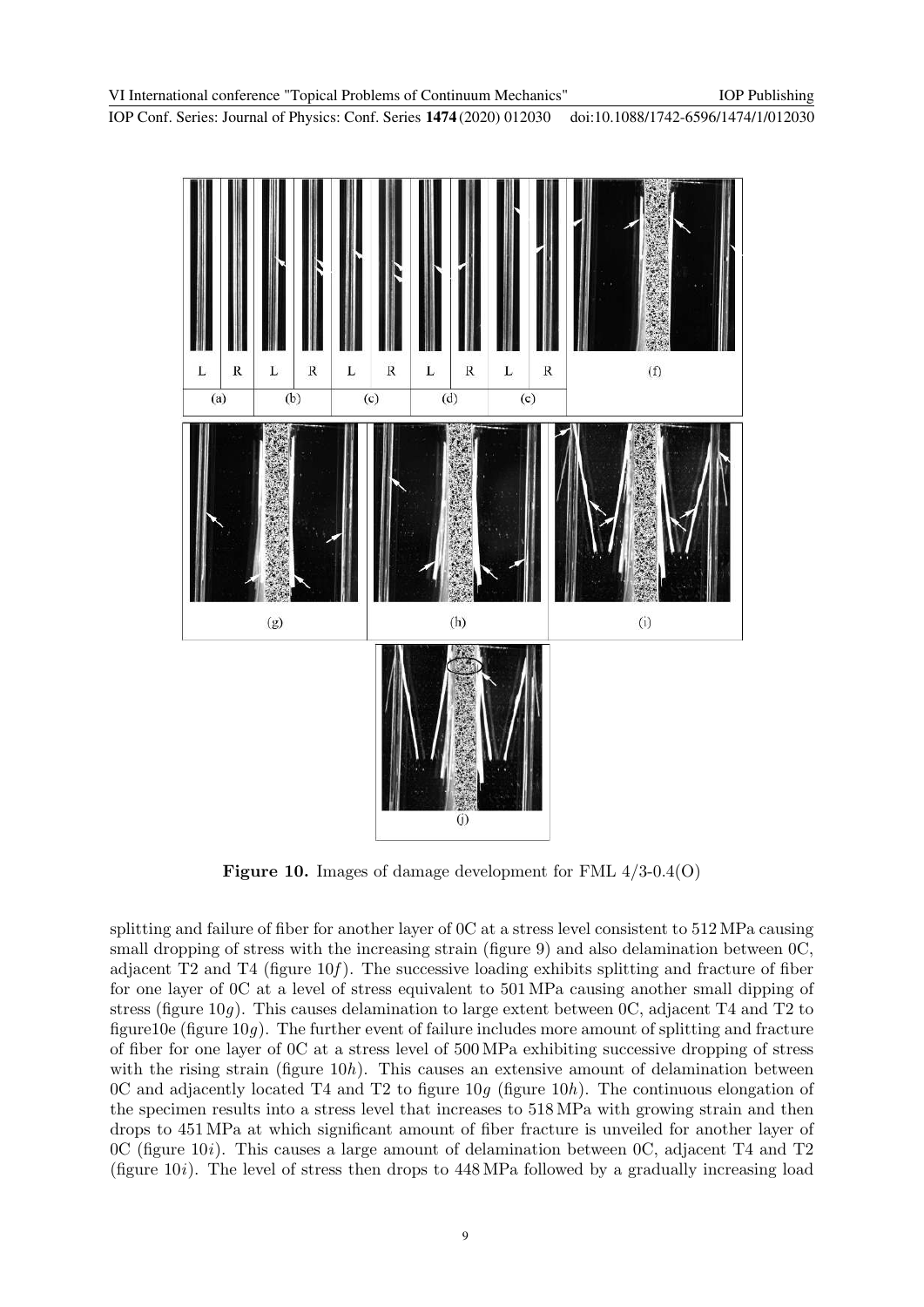**Figure 10.** Images of damage development for FML 4/3-0.4(O)

splitting and failure of fiber for another layer of 0C at a stress level consistent to 512 MPa causing small dropping of stress with the increasing strain (figure 9) and also delamination between 0C, adjacent T2 and T4 (figure 10*f*). The successive loading exhibits splitting and fracture of fiber for one layer of 0C at a level of stress equivalent to 501 MPa causing another small dipping of stress (figure 10*g*). This causes delamination to large extent between 0C, adjacent T4 and T2 to figure10e (figure 10*g*). The further event of failure includes more amount of splitting and fracture of fiber for one layer of 0C at a stress level of 500 MPa exhibiting successive dropping of stress with the rising strain (figure 10*h*). This causes an extensive amount of delamination between 0C and adjacently located T4 and T2 to figure 10*g* (figure 10*h*). The continuous elongation of the specimen results into a stress level that increases to 518 MPa with growing strain and then drops to 451 MPa at which significant amount of fiber fracture is unveiled for another layer of 0C (figure 10*i*). This causes a large amount of delamination between 0C, adjacent T4 and T2 (figure 10*i*). The level of stress then drops to 448 MPa followed by a gradually increasing load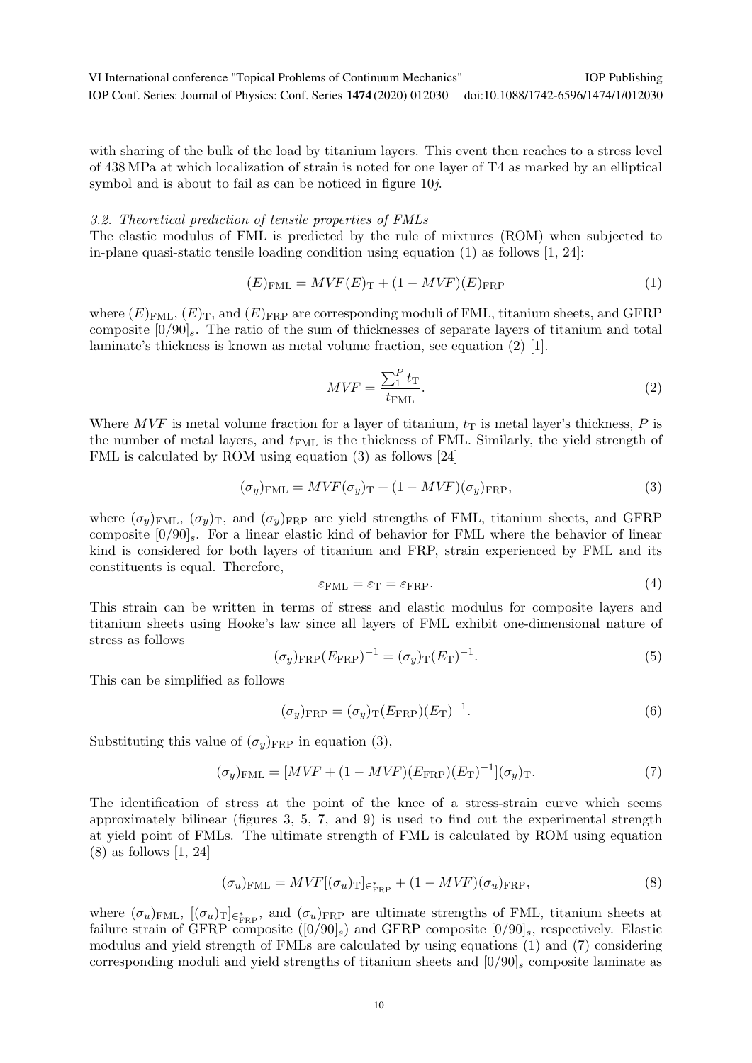with sharing of the bulk of the load by titanium layers. This event then reaches to a stress level of 438 MPa at which localization of strain is noted for one layer of T4 as marked by an elliptical symbol and is about to fail as can be noticed in figure 10*j*.

### *3.2. Theoretical prediction of tensile properties of FMLs*

The elastic modulus of FML is predicted by the rule of mixtures (ROM) when subjected to in-plane quasi-static tensile loading condition using equation (1) as follows [1, 24]:

$$(E)_{\mathrm{FML}} = MVF(E)_{\mathrm{T}} + (1 - MVF)(E)_{\mathrm{FRP}} \tag{1}$$

where $(E)_{\mathrm{FML}}$, $(E)_{\mathrm{T}}$, and $(E)_{\mathrm{FRP}}$ are corresponding moduli of FML, titanium sheets, and GFRP composite $[0/90]_s$. The ratio of the sum of thicknesses of separate layers of titanium and total laminate's thickness is known as metal volume fraction, see equation (2) [1].

$$MVF = \frac{\sum_1^P t_{\mathrm{T}}}{t_{\mathrm{FML}}}. \tag{2}$$

Where $MVF$ is metal volume fraction for a layer of titanium, $t_{\mathrm{T}}$ is metal layer's thickness, $P$ is the number of metal layers, and $t_{\mathrm{FML}}$ is the thickness of FML. Similarly, the yield strength of FML is calculated by ROM using equation (3) as follows [24]

$$(\sigma_y)_{\mathrm{FML}} = MVF(\sigma_y)_{\mathrm{T}} + (1 - MVF)(\sigma_y)_{\mathrm{FRP}}, \tag{3}$$

where $(\sigma_y)_{\mathrm{FML}}$, $(\sigma_y)_{\mathrm{T}}$, and $(\sigma_y)_{\mathrm{FRP}}$ are yield strengths of FML, titanium sheets, and GFRP composite $[0/90]_s$. For a linear elastic kind of behavior for FML where the behavior of linear kind is considered for both layers of titanium and FRP, strain experienced by FML and its constituents is equal. Therefore,

$$\varepsilon_{\mathrm{FML}} = \varepsilon_{\mathrm{T}} = \varepsilon_{\mathrm{FRP}}. \tag{4}$$

This strain can be written in terms of stress and elastic modulus for composite layers and titanium sheets using Hooke's law since all layers of FML exhibit one-dimensional nature of stress as follows

$$(\sigma_y)_{\mathrm{FRP}}(E_{\mathrm{FRP}})^{-1} = (\sigma_y)_{\mathrm{T}}(E_{\mathrm{T}})^{-1}. \tag{5}$$

This can be simplified as follows

$$(\sigma_y)_{\mathrm{FRP}} = (\sigma_y)_{\mathrm{T}}(E_{\mathrm{FRP}})(E_{\mathrm{T}})^{-1}. \tag{6}$$

Substituting this value of $(\sigma_y)_{\mathrm{FRP}}$ in equation (3),

$$(\sigma_y)_{\mathrm{FML}} = [MVF + (1 - MVF)(E_{\mathrm{FRP}})(E_{\mathrm{T}})^{-1}](\sigma_y)_{\mathrm{T}}. \tag{7}$$

The identification of stress at the point of the knee of a stress-strain curve which seems approximately bilinear (figures 3, 5, 7, and 9) is used to find out the experimental strength at yield point of FMLs. The ultimate strength of FML is calculated by ROM using equation (8) as follows [1, 24]

$$(\sigma_u)_{\mathrm{FML}} = MVF[(\sigma_u)_{\mathrm{T}}]_{\epsilon^*_{\mathrm{FRP}}} + (1 - MVF)(\sigma_u)_{\mathrm{FRP}}, \tag{8}$$

where $(\sigma_u)_{\mathrm{FML}}$, $[(\sigma_u)_{\mathrm{T}}]_{\epsilon^*_{\mathrm{FRP}}}$, and $(\sigma_u)_{\mathrm{FRP}}$ are ultimate strengths of FML, titanium sheets at failure strain of GFRP composite ($[0/90]_s$) and GFRP composite $[0/90]_s$, respectively. Elastic modulus and yield strength of FMLs are calculated by using equations (1) and (7) considering corresponding moduli and yield strengths of titanium sheets and $[0/90]_s$ composite laminate as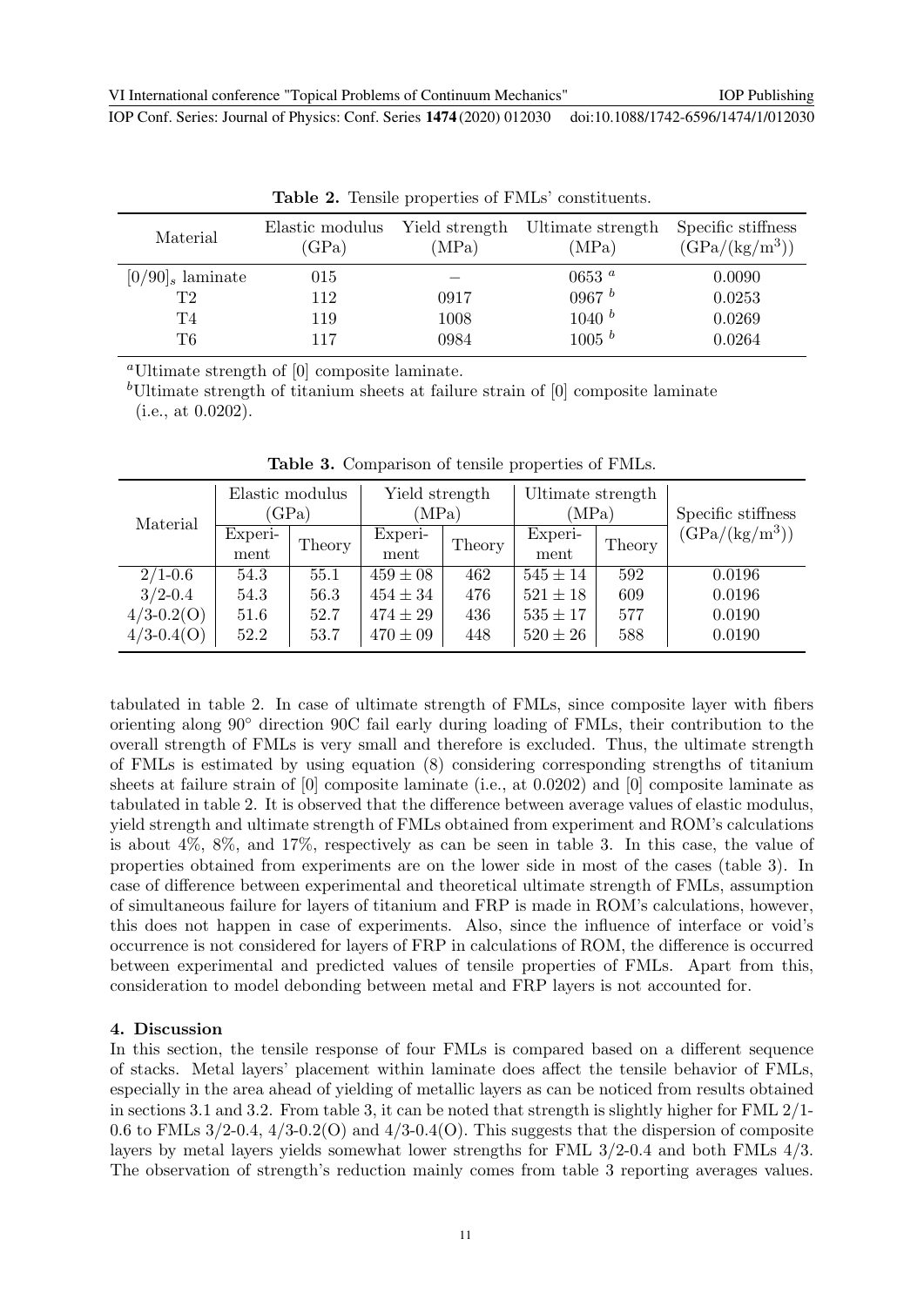**Table 2.** Tensile properties of FMLs' constituents.

| Material | Elastic modulus (GPa) | Yield strength (MPa) | Ultimate strength (MPa) | Specific stiffness (GPa/(kg/m$^3$)) |
|---|---|---|---|---|
| $[0/90]_s$ laminate | 015 | – | 0653 [a] | 0.0090 |
| T2 | 112 | 0917 | 0967 [b] | 0.0253 |
| T4 | 119 | 1008 | 1040 [b] | 0.0269 |
| T6 | 117 | 0984 | 1005 [b] | 0.0264 |

[a]Ultimate strength of [0] composite laminate.
[b]Ultimate strength of titanium sheets at failure strain of [0] composite laminate (i.e., at 0.0202).

**Table 3.** Comparison of tensile properties of FMLs.

| Material | Elastic modulus (GPa) | | Yield strength (MPa) | | Ultimate strength (MPa) | | Specific stiffness (GPa/(kg/m$^3$)) |
|---|---|---|---|---|---|---|---|
| | Experiment | Theory | Experiment | Theory | Experiment | Theory | |
| 2/1-0.6 | 54.3 | 55.1 | $459 \pm 08$ | 462 | $545 \pm 14$ | 592 | 0.0196 |
| 3/2-0.4 | 54.3 | 56.3 | $454 \pm 34$ | 476 | $521 \pm 18$ | 609 | 0.0196 |
| 4/3-0.2(O) | 51.6 | 52.7 | $474 \pm 29$ | 436 | $535 \pm 17$ | 577 | 0.0190 |
| 4/3-0.4(O) | 52.2 | 53.7 | $470 \pm 09$ | 448 | $520 \pm 26$ | 588 | 0.0190 |

tabulated in table 2. In case of ultimate strength of FMLs, since composite layer with fibers orienting along 90° direction 90C fail early during loading of FMLs, their contribution to the overall strength of FMLs is very small and therefore is excluded. Thus, the ultimate strength of FMLs is estimated by using equation (8) considering corresponding strengths of titanium sheets at failure strain of [0] composite laminate (i.e., at 0.0202) and [0] composite laminate as tabulated in table 2. It is observed that the difference between average values of elastic modulus, yield strength and ultimate strength of FMLs obtained from experiment and ROM's calculations is about 4%, 8%, and 17%, respectively as can be seen in table 3. In this case, the value of properties obtained from experiments are on the lower side in most of the cases (table 3). In case of difference between experimental and theoretical ultimate strength of FMLs, assumption of simultaneous failure for layers of titanium and FRP is made in ROM's calculations, however, this does not happen in case of experiments. Also, since the influence of interface or void's occurrence is not considered for layers of FRP in calculations of ROM, the difference is occurred between experimental and predicted values of tensile properties of FMLs. Apart from this, consideration to model debonding between metal and FRP layers is not accounted for.

## 4. Discussion

In this section, the tensile response of four FMLs is compared based on a different sequence of stacks. Metal layers' placement within laminate does affect the tensile behavior of FMLs, especially in the area ahead of yielding of metallic layers as can be noticed from results obtained in sections 3.1 and 3.2. From table 3, it can be noted that strength is slightly higher for FML 2/1-0.6 to FMLs 3/2-0.4, 4/3-0.2(O) and 4/3-0.4(O). This suggests that the dispersion of composite layers by metal layers yields somewhat lower strengths for FML 3/2-0.4 and both FMLs 4/3. The observation of strength's reduction mainly comes from table 3 reporting averages values.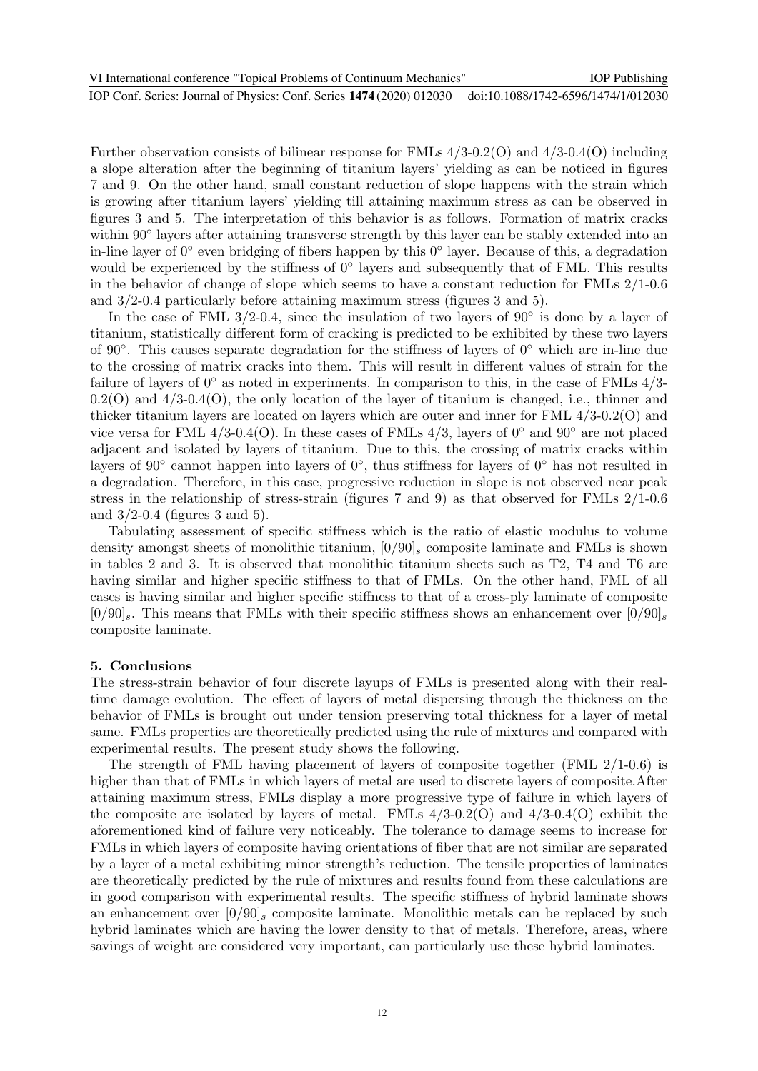Further observation consists of bilinear response for FMLs 4/3-0.2(O) and 4/3-0.4(O) including a slope alteration after the beginning of titanium layers' yielding as can be noticed in figures 7 and 9. On the other hand, small constant reduction of slope happens with the strain which is growing after titanium layers' yielding till attaining maximum stress as can be observed in figures 3 and 5. The interpretation of this behavior is as follows. Formation of matrix cracks within 90° layers after attaining transverse strength by this layer can be stably extended into an in-line layer of 0° even bridging of fibers happen by this 0° layer. Because of this, a degradation would be experienced by the stiffness of 0° layers and subsequently that of FML. This results in the behavior of change of slope which seems to have a constant reduction for FMLs 2/1-0.6 and 3/2-0.4 particularly before attaining maximum stress (figures 3 and 5).

In the case of FML 3/2-0.4, since the insulation of two layers of 90° is done by a layer of titanium, statistically different form of cracking is predicted to be exhibited by these two layers of 90°. This causes separate degradation for the stiffness of layers of 0° which are in-line due to the crossing of matrix cracks into them. This will result in different values of strain for the failure of layers of 0° as noted in experiments. In comparison to this, in the case of FMLs 4/3-0.2(O) and 4/3-0.4(O), the only location of the layer of titanium is changed, i.e., thinner and thicker titanium layers are located on layers which are outer and inner for FML 4/3-0.2(O) and vice versa for FML 4/3-0.4(O). In these cases of FMLs 4/3, layers of 0° and 90° are not placed adjacent and isolated by layers of titanium. Due to this, the crossing of matrix cracks within layers of 90° cannot happen into layers of 0°, thus stiffness for layers of 0° has not resulted in a degradation. Therefore, in this case, progressive reduction in slope is not observed near peak stress in the relationship of stress-strain (figures 7 and 9) as that observed for FMLs 2/1-0.6 and 3/2-0.4 (figures 3 and 5).

Tabulating assessment of specific stiffness which is the ratio of elastic modulus to volume density amongst sheets of monolithic titanium, $[0/90]_s$ composite laminate and FMLs is shown in tables 2 and 3. It is observed that monolithic titanium sheets such as T2, T4 and T6 are having similar and higher specific stiffness to that of FMLs. On the other hand, FML of all cases is having similar and higher specific stiffness to that of a cross-ply laminate of composite $[0/90]_s$. This means that FMLs with their specific stiffness shows an enhancement over $[0/90]_s$ composite laminate.

## 5. Conclusions

The stress-strain behavior of four discrete layups of FMLs is presented along with their real-time damage evolution. The effect of layers of metal dispersing through the thickness on the behavior of FMLs is brought out under tension preserving total thickness for a layer of metal same. FMLs properties are theoretically predicted using the rule of mixtures and compared with experimental results. The present study shows the following.

The strength of FML having placement of layers of composite together (FML 2/1-0.6) is higher than that of FMLs in which layers of metal are used to discrete layers of composite.After attaining maximum stress, FMLs display a more progressive type of failure in which layers of the composite are isolated by layers of metal. FMLs 4/3-0.2(O) and 4/3-0.4(O) exhibit the aforementioned kind of failure very noticeably. The tolerance to damage seems to increase for FMLs in which layers of composite having orientations of fiber that are not similar are separated by a layer of a metal exhibiting minor strength's reduction. The tensile properties of laminates are theoretically predicted by the rule of mixtures and results found from these calculations are in good comparison with experimental results. The specific stiffness of hybrid laminate shows an enhancement over $[0/90]_s$ composite laminate. Monolithic metals can be replaced by such hybrid laminates which are having the lower density to that of metals. Therefore, areas, where savings of weight are considered very important, can particularly use these hybrid laminates.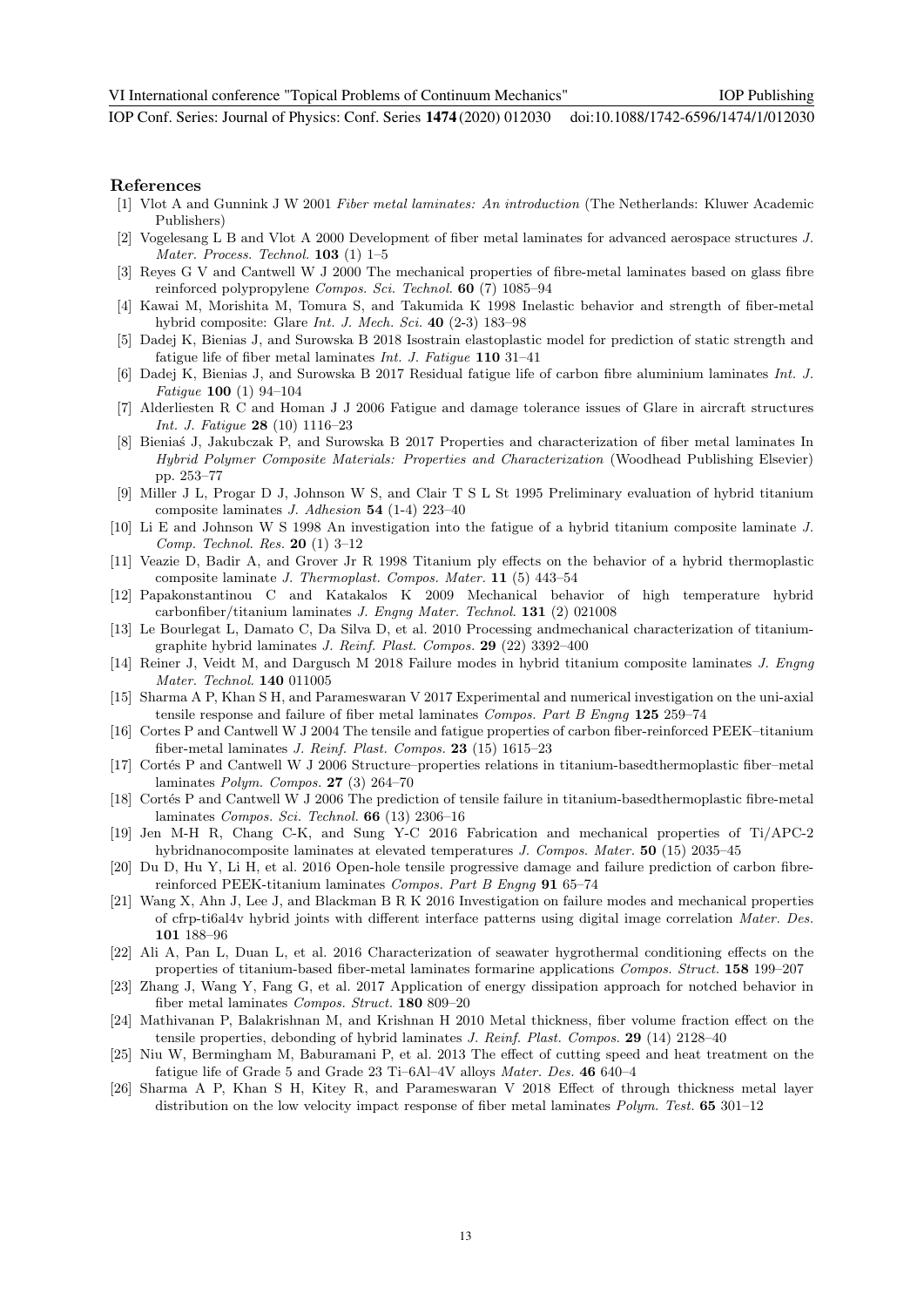## References

[1] Vlot A and Gunnink J W 2001 *Fiber metal laminates: An introduction* (The Netherlands: Kluwer Academic Publishers)

[2] Vogelesang L B and Vlot A 2000 Development of fiber metal laminates for advanced aerospace structures *J. Mater. Process. Technol.* **103** (1) 1–5

[3] Reyes G V and Cantwell W J 2000 The mechanical properties of fibre-metal laminates based on glass fibre reinforced polypropylene *Compos. Sci. Technol.* **60** (7) 1085–94

[4] Kawai M, Morishita M, Tomura S, and Takumida K 1998 Inelastic behavior and strength of fiber-metal hybrid composite: Glare *Int. J. Mech. Sci.* **40** (2-3) 183–98

[5] Dadej K, Bienias J, and Surowska B 2018 Isostrain elastoplastic model for prediction of static strength and fatigue life of fiber metal laminates *Int. J. Fatigue* **110** 31–41

[6] Dadej K, Bienias J, and Surowska B 2017 Residual fatigue life of carbon fibre aluminium laminates *Int. J. Fatigue* **100** (1) 94–104

[7] Alderliesten R C and Homan J J 2006 Fatigue and damage tolerance issues of Glare in aircraft structures *Int. J. Fatigue* **28** (10) 1116–23

[8] Bieniaś J, Jakubczak P, and Surowska B 2017 Properties and characterization of fiber metal laminates In *Hybrid Polymer Composite Materials: Properties and Characterization* (Woodhead Publishing Elsevier) pp. 253–77

[9] Miller J L, Progar D J, Johnson W S, and Clair T S L St 1995 Preliminary evaluation of hybrid titanium composite laminates *J. Adhesion* **54** (1-4) 223–40

[10] Li E and Johnson W S 1998 An investigation into the fatigue of a hybrid titanium composite laminate *J. Comp. Technol. Res.* **20** (1) 3–12

[11] Veazie D, Badir A, and Grover Jr R 1998 Titanium ply effects on the behavior of a hybrid thermoplastic composite laminate *J. Thermoplast. Compos. Mater.* **11** (5) 443–54

[12] Papakonstantinou C and Katakalos K 2009 Mechanical behavior of high temperature hybrid carbonfiber/titanium laminates *J. Engng Mater. Technol.* **131** (2) 021008

[13] Le Bourlegat L, Damato C, Da Silva D, et al. 2010 Processing andmechanical characterization of titanium-graphite hybrid laminates *J. Reinf. Plast. Compos.* **29** (22) 3392–400

[14] Reiner J, Veidt M, and Dargusch M 2018 Failure modes in hybrid titanium composite laminates *J. Engng Mater. Technol.* **140** 011005

[15] Sharma A P, Khan S H, and Parameswaran V 2017 Experimental and numerical investigation on the uni-axial tensile response and failure of fiber metal laminates *Compos. Part B Engng* **125** 259–74

[16] Cortes P and Cantwell W J 2004 The tensile and fatigue properties of carbon fiber-reinforced PEEK–titanium fiber-metal laminates *J. Reinf. Plast. Compos.* **23** (15) 1615–23

[17] Cortés P and Cantwell W J 2006 Structure–properties relations in titanium-basedthermoplastic fiber–metal laminates *Polym. Compos.* **27** (3) 264–70

[18] Cortés P and Cantwell W J 2006 The prediction of tensile failure in titanium-basedthermoplastic fibre-metal laminates *Compos. Sci. Technol.* **66** (13) 2306–16

[19] Jen M-H R, Chang C-K, and Sung Y-C 2016 Fabrication and mechanical properties of Ti/APC-2 hybridnanocomposite laminates at elevated temperatures *J. Compos. Mater.* **50** (15) 2035–45

[20] Du D, Hu Y, Li H, et al. 2016 Open-hole tensile progressive damage and failure prediction of carbon fibre-reinforced PEEK-titanium laminates *Compos. Part B Engng* **91** 65–74

[21] Wang X, Ahn J, Lee J, and Blackman B R K 2016 Investigation on failure modes and mechanical properties of cfrp-ti6al4v hybrid joints with different interface patterns using digital image correlation *Mater. Des.* **101** 188–96

[22] Ali A, Pan L, Duan L, et al. 2016 Characterization of seawater hygrothermal conditioning effects on the properties of titanium-based fiber-metal laminates formarine applications *Compos. Struct.* **158** 199–207

[23] Zhang J, Wang Y, Fang G, et al. 2017 Application of energy dissipation approach for notched behavior in fiber metal laminates *Compos. Struct.* **180** 809–20

[24] Mathivanan P, Balakrishnan M, and Krishnan H 2010 Metal thickness, fiber volume fraction effect on the tensile properties, debonding of hybrid laminates *J. Reinf. Plast. Compos.* **29** (14) 2128–40

[25] Niu W, Bermingham M, Baburamani P, et al. 2013 The effect of cutting speed and heat treatment on the fatigue life of Grade 5 and Grade 23 Ti–6Al–4V alloys *Mater. Des.* **46** 640–4

[26] Sharma A P, Khan S H, Kitey R, and Parameswaran V 2018 Effect of through thickness metal layer distribution on the low velocity impact response of fiber metal laminates *Polym. Test.* **65** 301–12